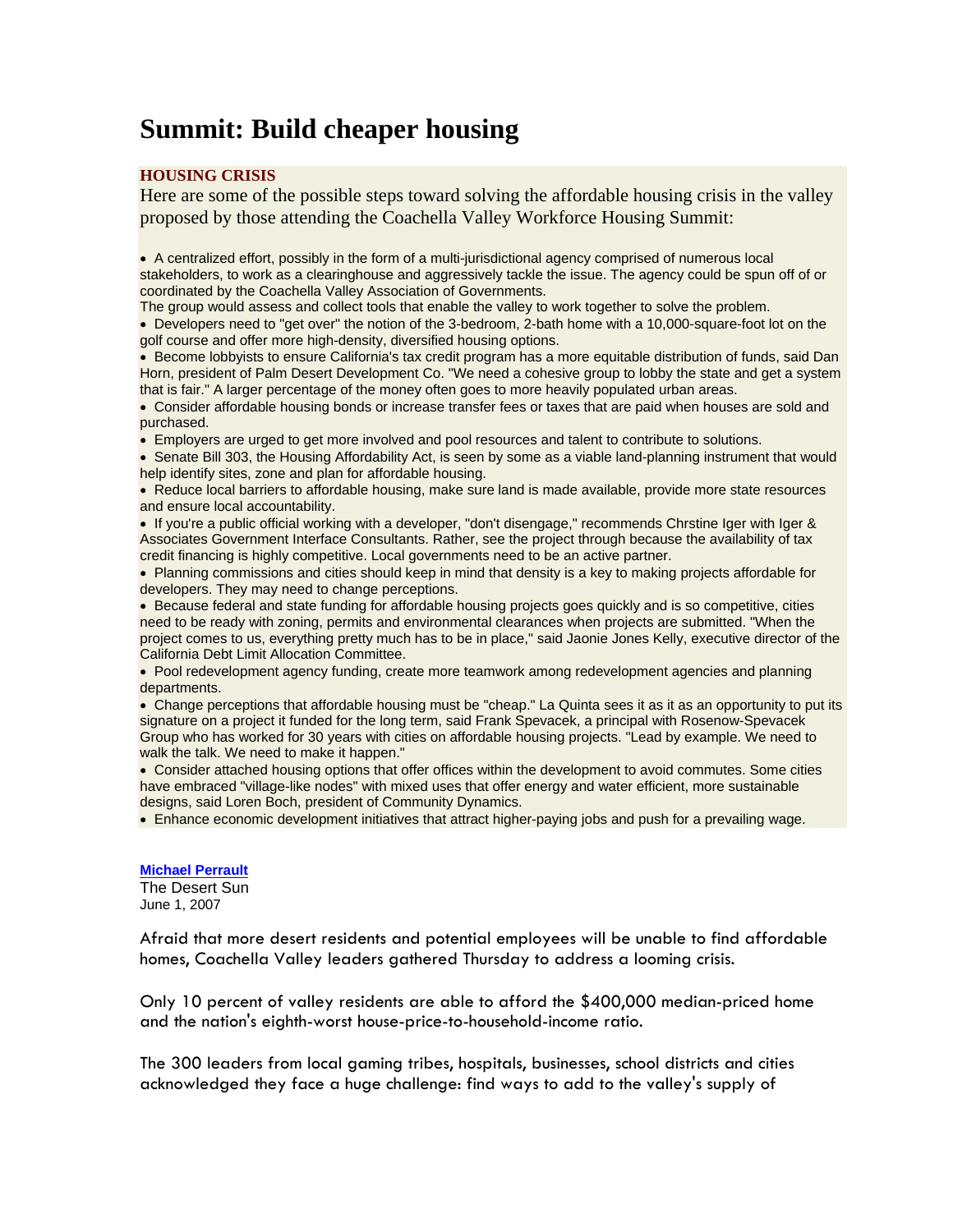# Summit: Build cheaper housing

**HOUSING CRISIS**

Here are some of the possible steps toward solving the affordable housing crisis in the valley proposed by those attending the Coachella Valley Workforce Housing Summit:

- A centralized effort, possibly in the form of a multi-jurisdictional agency comprised of numerous local stakeholders, to work as a clearinghouse and aggressively tackle the issue. The agency could be spun off of or coordinated by the Coachella Valley Association of Governments.

The group would assess and collect tools that enable the valley to work together to solve the problem.

- Developers need to "get over" the notion of the 3-bedroom, 2-bath home with a 10,000-square-foot lot on the golf course and offer more high-density, diversified housing options.
- Become lobbyists to ensure California's tax credit program has a more equitable distribution of funds, said Dan Horn, president of Palm Desert Development Co. "We need a cohesive group to lobby the state and get a system that is fair." A larger percentage of the money often goes to more heavily populated urban areas.
- Consider affordable housing bonds or increase transfer fees or taxes that are paid when houses are sold and purchased.
- Employers are urged to get more involved and pool resources and talent to contribute to solutions.
- Senate Bill 303, the Housing Affordability Act, is seen by some as a viable land-planning instrument that would help identify sites, zone and plan for affordable housing.
- Reduce local barriers to affordable housing, make sure land is made available, provide more state resources and ensure local accountability.
- If you're a public official working with a developer, "don't disengage," recommends Chrstine Iger with Iger & Associates Government Interface Consultants. Rather, see the project through because the availability of tax credit financing is highly competitive. Local governments need to be an active partner.
- Planning commissions and cities should keep in mind that density is a key to making projects affordable for developers. They may need to change perceptions.
- Because federal and state funding for affordable housing projects goes quickly and is so competitive, cities need to be ready with zoning, permits and environmental clearances when projects are submitted. "When the project comes to us, everything pretty much has to be in place," said Jaonie Jones Kelly, executive director of the California Debt Limit Allocation Committee.
- Pool redevelopment agency funding, create more teamwork among redevelopment agencies and planning departments.
- Change perceptions that affordable housing must be "cheap." La Quinta sees it as it as an opportunity to put its signature on a project it funded for the long term, said Frank Spevacek, a principal with Rosenow-Spevacek Group who has worked for 30 years with cities on affordable housing projects. "Lead by example. We need to walk the talk. We need to make it happen."
- Consider attached housing options that offer offices within the development to avoid commutes. Some cities have embraced "village-like nodes" with mixed uses that offer energy and water efficient, more sustainable designs, said Loren Boch, president of Community Dynamics.
- Enhance economic development initiatives that attract higher-paying jobs and push for a prevailing wage.

**Michael Perrault**
The Desert Sun
June 1, 2007

Afraid that more desert residents and potential employees will be unable to find affordable homes, Coachella Valley leaders gathered Thursday to address a looming crisis.

Only 10 percent of valley residents are able to afford the $400,000 median-priced home and the nation's eighth-worst house-price-to-household-income ratio.

The 300 leaders from local gaming tribes, hospitals, businesses, school districts and cities acknowledged they face a huge challenge: find ways to add to the valley's supply of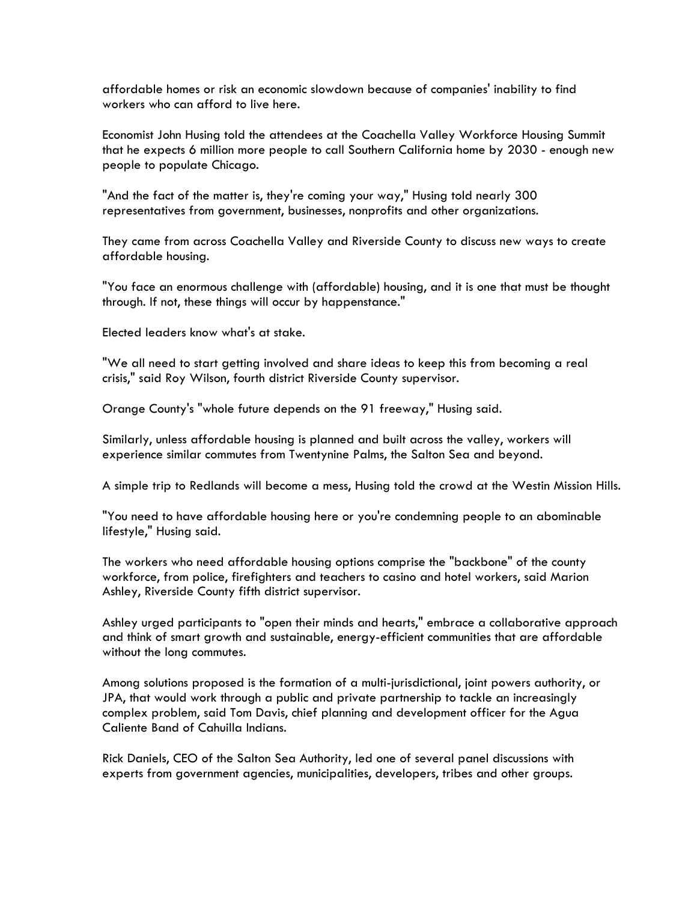affordable homes or risk an economic slowdown because of companies' inability to find workers who can afford to live here.

Economist John Husing told the attendees at the Coachella Valley Workforce Housing Summit that he expects 6 million more people to call Southern California home by 2030 - enough new people to populate Chicago.

"And the fact of the matter is, they're coming your way," Husing told nearly 300 representatives from government, businesses, nonprofits and other organizations.

They came from across Coachella Valley and Riverside County to discuss new ways to create affordable housing.

"You face an enormous challenge with (affordable) housing, and it is one that must be thought through. If not, these things will occur by happenstance."

Elected leaders know what's at stake.

"We all need to start getting involved and share ideas to keep this from becoming a real crisis," said Roy Wilson, fourth district Riverside County supervisor.

Orange County's "whole future depends on the 91 freeway," Husing said.

Similarly, unless affordable housing is planned and built across the valley, workers will experience similar commutes from Twentynine Palms, the Salton Sea and beyond.

A simple trip to Redlands will become a mess, Husing told the crowd at the Westin Mission Hills.

"You need to have affordable housing here or you're condemning people to an abominable lifestyle," Husing said.

The workers who need affordable housing options comprise the "backbone" of the county workforce, from police, firefighters and teachers to casino and hotel workers, said Marion Ashley, Riverside County fifth district supervisor.

Ashley urged participants to "open their minds and hearts," embrace a collaborative approach and think of smart growth and sustainable, energy-efficient communities that are affordable without the long commutes.

Among solutions proposed is the formation of a multi-jurisdictional, joint powers authority, or JPA, that would work through a public and private partnership to tackle an increasingly complex problem, said Tom Davis, chief planning and development officer for the Agua Caliente Band of Cahuilla Indians.

Rick Daniels, CEO of the Salton Sea Authority, led one of several panel discussions with experts from government agencies, municipalities, developers, tribes and other groups.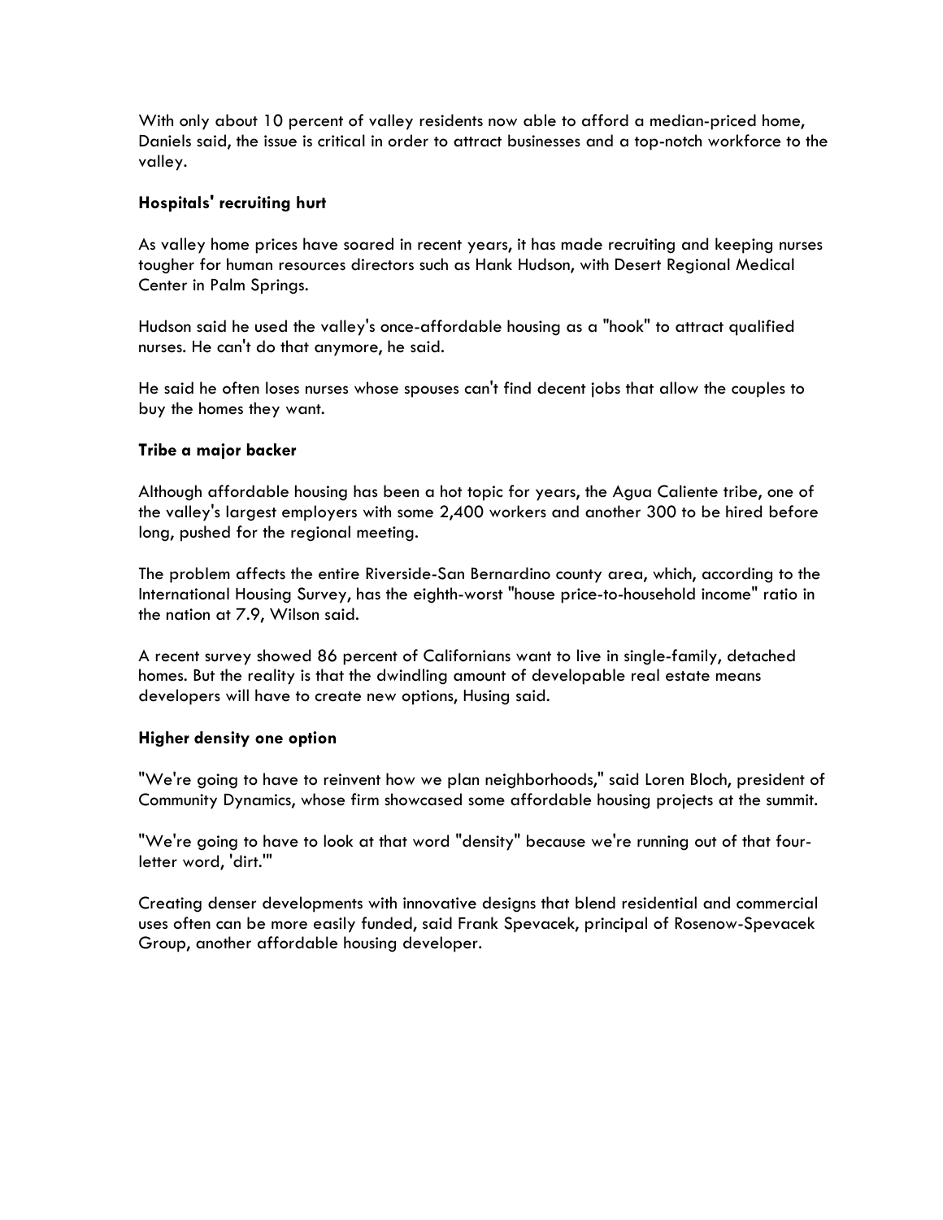With only about 10 percent of valley residents now able to afford a median-priced home, Daniels said, the issue is critical in order to attract businesses and a top-notch workforce to the valley.

**Hospitals' recruiting hurt**

As valley home prices have soared in recent years, it has made recruiting and keeping nurses tougher for human resources directors such as Hank Hudson, with Desert Regional Medical Center in Palm Springs.

Hudson said he used the valley's once-affordable housing as a "hook" to attract qualified nurses. He can't do that anymore, he said.

He said he often loses nurses whose spouses can't find decent jobs that allow the couples to buy the homes they want.

**Tribe a major backer**

Although affordable housing has been a hot topic for years, the Agua Caliente tribe, one of the valley's largest employers with some 2,400 workers and another 300 to be hired before long, pushed for the regional meeting.

The problem affects the entire Riverside-San Bernardino county area, which, according to the International Housing Survey, has the eighth-worst "house price-to-household income" ratio in the nation at 7.9, Wilson said.

A recent survey showed 86 percent of Californians want to live in single-family, detached homes. But the reality is that the dwindling amount of developable real estate means developers will have to create new options, Husing said.

**Higher density one option**

"We're going to have to reinvent how we plan neighborhoods," said Loren Bloch, president of Community Dynamics, whose firm showcased some affordable housing projects at the summit.

"We're going to have to look at that word "density" because we're running out of that four-letter word, 'dirt.'"

Creating denser developments with innovative designs that blend residential and commercial uses often can be more easily funded, said Frank Spevacek, principal of Rosenow-Spevacek Group, another affordable housing developer.